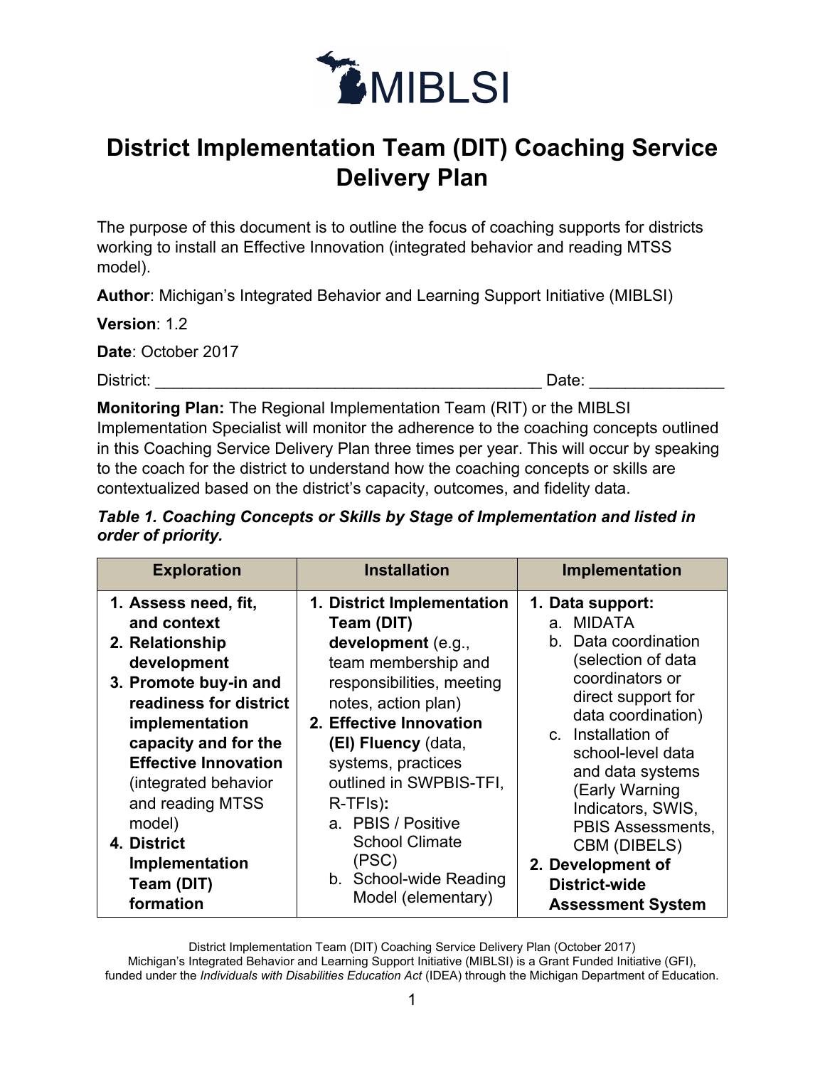MIBLSI

# District Implementation Team (DIT) Coaching Service Delivery Plan

The purpose of this document is to outline the focus of coaching supports for districts working to install an Effective Innovation (integrated behavior and reading MTSS model).

**Author**: Michigan's Integrated Behavior and Learning Support Initiative (MIBLSI)

**Version**: 1.2

**Date**: October 2017

District: ___________________________________________ Date: _______________

**Monitoring Plan:** The Regional Implementation Team (RIT) or the MIBLSI Implementation Specialist will monitor the adherence to the coaching concepts outlined in this Coaching Service Delivery Plan three times per year. This will occur by speaking to the coach for the district to understand how the coaching concepts or skills are contextualized based on the district's capacity, outcomes, and fidelity data.

***Table 1. Coaching Concepts or Skills by Stage of Implementation and listed in order of priority.***

| Exploration | Installation | Implementation |
|---|---|---|
| 1. **Assess need, fit, and context**<br>2. **Relationship development**<br>3. **Promote buy-in and readiness for district implementation capacity and for the Effective Innovation** (integrated behavior and reading MTSS model)<br>4. **District Implementation Team (DIT) formation** | 1. **District Implementation Team (DIT) development** (e.g., team membership and responsibilities, meeting notes, action plan)<br>2. **Effective Innovation (EI) Fluency** (data, systems, practices outlined in SWPBIS-TFI, R-TFIs)**:**<br>a. PBIS / Positive School Climate (PSC)<br>b. School-wide Reading Model (elementary) | 1. **Data support:**<br>a. MIDATA<br>b. Data coordination (selection of data coordinators or direct support for data coordination)<br>c. Installation of school-level data and data systems (Early Warning Indicators, SWIS, PBIS Assessments, CBM (DIBELS)<br>2. **Development of District-wide Assessment System** |

District Implementation Team (DIT) Coaching Service Delivery Plan (October 2017)
Michigan's Integrated Behavior and Learning Support Initiative (MIBLSI) is a Grant Funded Initiative (GFI), funded under the *Individuals with Disabilities Education Act* (IDEA) through the Michigan Department of Education.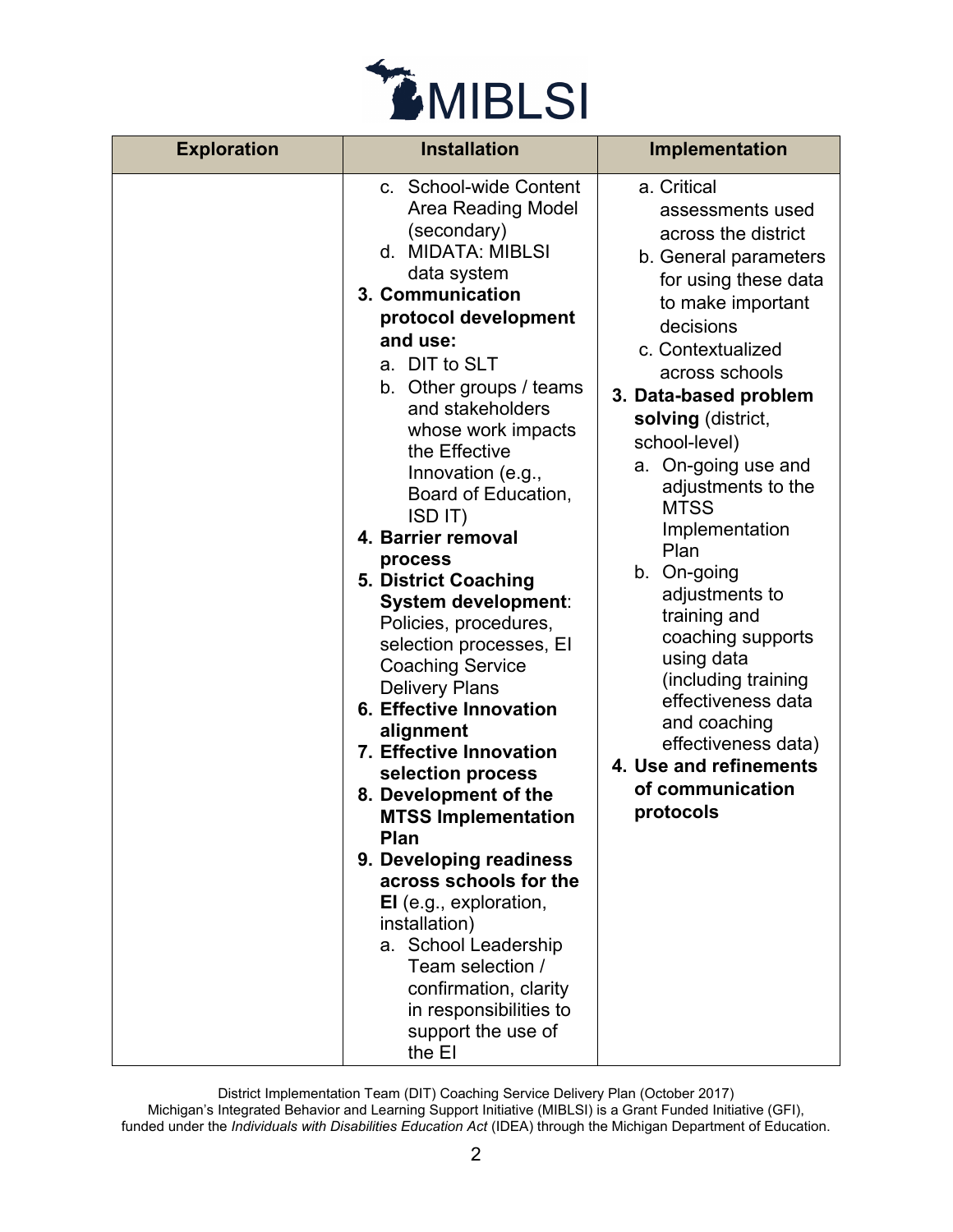| Exploration | Installation | Implementation |
|---|---|---|
| | c. School-wide Content Area Reading Model (secondary)<br>d. MIDATA: MIBLSI data system<br>**3. Communication protocol development and use:**<br>a. DIT to SLT<br>b. Other groups / teams and stakeholders whose work impacts the Effective Innovation (e.g., Board of Education, ISD IT)<br>**4. Barrier removal process**<br>**5. District Coaching System development**: Policies, procedures, selection processes, EI Coaching Service Delivery Plans<br>**6. Effective Innovation alignment**<br>**7. Effective Innovation selection process**<br>**8. Development of the MTSS Implementation Plan**<br>**9. Developing readiness across schools for the EI** (e.g., exploration, installation)<br>a. School Leadership Team selection / confirmation, clarity in responsibilities to support the use of the EI | a. Critical assessments used across the district<br>b. General parameters for using these data to make important decisions<br>c. Contextualized across schools<br>**3. Data-based problem solving** (district, school-level)<br>a. On-going use and adjustments to the MTSS Implementation Plan<br>b. On-going adjustments to training and coaching supports using data (including training effectiveness data and coaching effectiveness data)<br>**4. Use and refinements of communication protocols** |

District Implementation Team (DIT) Coaching Service Delivery Plan (October 2017)
Michigan's Integrated Behavior and Learning Support Initiative (MIBLSI) is a Grant Funded Initiative (GFI), funded under the *Individuals with Disabilities Education Act* (IDEA) through the Michigan Department of Education.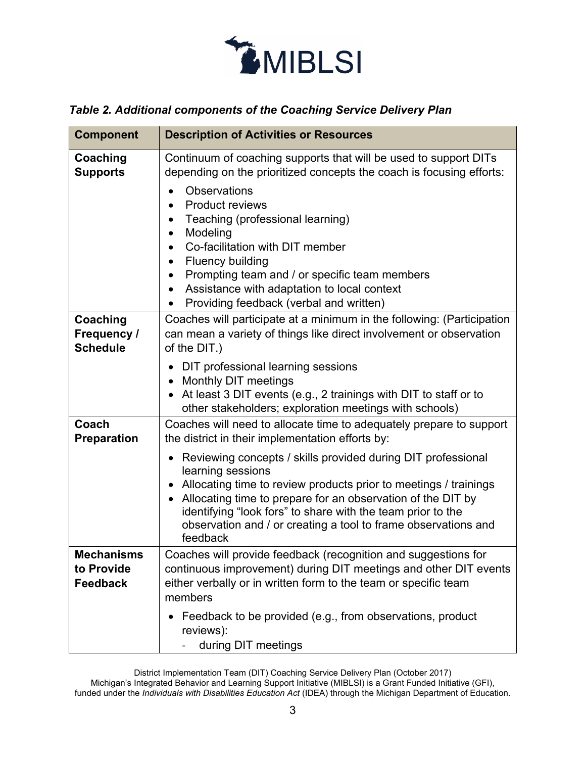*Table 2. Additional components of the Coaching Service Delivery Plan*

| Component | Description of Activities or Resources |
| --- | --- |
| **Coaching Supports** | Continuum of coaching supports that will be used to support DITs depending on the prioritized concepts the coach is focusing efforts: <br>• Observations <br>• Product reviews <br>• Teaching (professional learning) <br>• Modeling <br>• Co-facilitation with DIT member <br>• Fluency building <br>• Prompting team and / or specific team members <br>• Assistance with adaptation to local context <br>• Providing feedback (verbal and written) |
| **Coaching Frequency / Schedule** | Coaches will participate at a minimum in the following: (Participation can mean a variety of things like direct involvement or observation of the DIT.) <br>• DIT professional learning sessions <br>• Monthly DIT meetings <br>• At least 3 DIT events (e.g., 2 trainings with DIT to staff or to other stakeholders; exploration meetings with schools) |
| **Coach Preparation** | Coaches will need to allocate time to adequately prepare to support the district in their implementation efforts by: <br>• Reviewing concepts / skills provided during DIT professional learning sessions <br>• Allocating time to review products prior to meetings / trainings <br>• Allocating time to prepare for an observation of the DIT by identifying "look fors" to share with the team prior to the observation and / or creating a tool to frame observations and feedback |
| **Mechanisms to Provide Feedback** | Coaches will provide feedback (recognition and suggestions for continuous improvement) during DIT meetings and other DIT events either verbally or in written form to the team or specific team members <br>• Feedback to be provided (e.g., from observations, product reviews): <br>&nbsp;&nbsp;- during DIT meetings |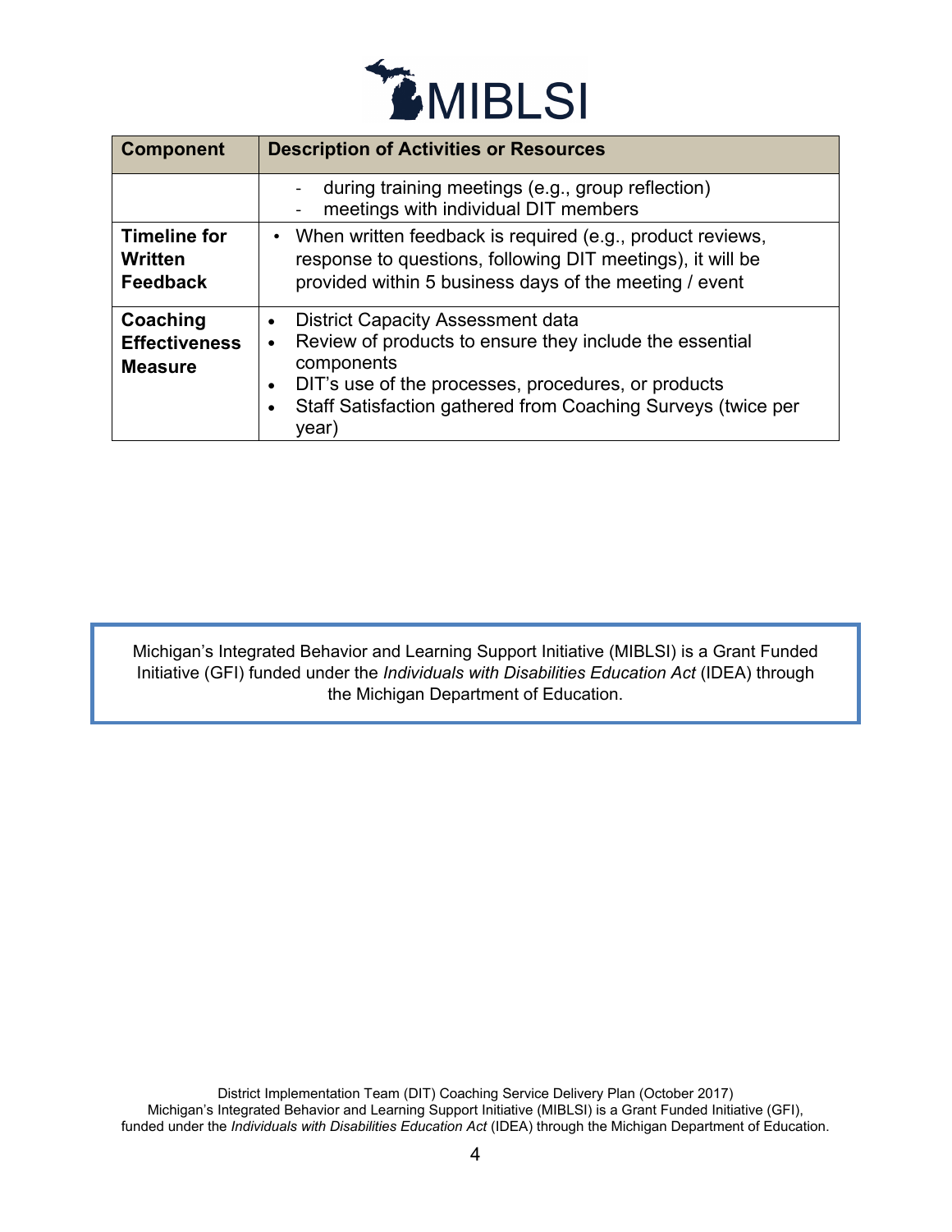MIBLSI

| Component | Description of Activities or Resources |
|---|---|
| | - during training meetings (e.g., group reflection)<br>- meetings with individual DIT members |
| **Timeline for Written Feedback** | • When written feedback is required (e.g., product reviews, response to questions, following DIT meetings), it will be provided within 5 business days of the meeting / event |
| **Coaching Effectiveness Measure** | • District Capacity Assessment data<br>• Review of products to ensure they include the essential components<br>• DIT's use of the processes, procedures, or products<br>• Staff Satisfaction gathered from Coaching Surveys (twice per year) |

Michigan's Integrated Behavior and Learning Support Initiative (MIBLSI) is a Grant Funded Initiative (GFI) funded under the *Individuals with Disabilities Education Act* (IDEA) through the Michigan Department of Education.